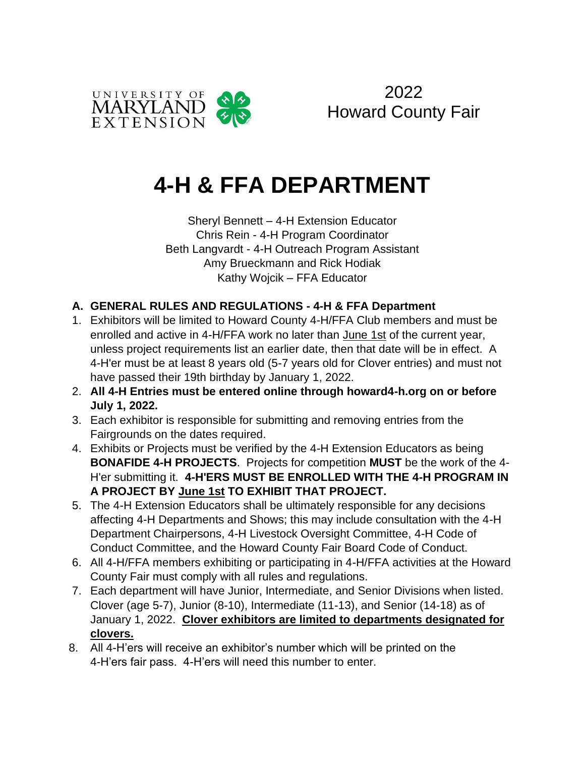UNIVERSITY OF MARYLAND EXTENSION

2022
Howard County Fair

# 4-H & FFA DEPARTMENT

Sheryl Bennett – 4-H Extension Educator
Chris Rein - 4-H Program Coordinator
Beth Langvardt - 4-H Outreach Program Assistant
Amy Brueckmann and Rick Hodiak
Kathy Wojcik – FFA Educator

## A. GENERAL RULES AND REGULATIONS - 4-H & FFA Department

1. Exhibitors will be limited to Howard County 4-H/FFA Club members and must be enrolled and active in 4-H/FFA work no later than <u>June 1st</u> of the current year, unless project requirements list an earlier date, then that date will be in effect. A 4-H'er must be at least 8 years old (5-7 years old for Clover entries) and must not have passed their 19th birthday by January 1, 2022.
2. **All 4-H Entries must be entered online through howard4-h.org on or before July 1, 2022.**
3. Each exhibitor is responsible for submitting and removing entries from the Fairgrounds on the dates required.
4. Exhibits or Projects must be verified by the 4-H Extension Educators as being **BONAFIDE 4-H PROJECTS**. Projects for competition **MUST** be the work of the 4-H'er submitting it. **4-H'ERS MUST BE ENROLLED WITH THE 4-H PROGRAM IN A PROJECT BY <u>June 1st</u> TO EXHIBIT THAT PROJECT.**
5. The 4-H Extension Educators shall be ultimately responsible for any decisions affecting 4-H Departments and Shows; this may include consultation with the 4-H Department Chairpersons, 4-H Livestock Oversight Committee, 4-H Code of Conduct Committee, and the Howard County Fair Board Code of Conduct.
6. All 4-H/FFA members exhibiting or participating in 4-H/FFA activities at the Howard County Fair must comply with all rules and regulations.
7. Each department will have Junior, Intermediate, and Senior Divisions when listed. Clover (age 5-7), Junior (8-10), Intermediate (11-13), and Senior (14-18) as of January 1, 2022. **<u>Clover exhibitors are limited to departments designated for clovers.</u>**
8. All 4-H'ers will receive an exhibitor's number which will be printed on the 4-H'ers fair pass. 4-H'ers will need this number to enter.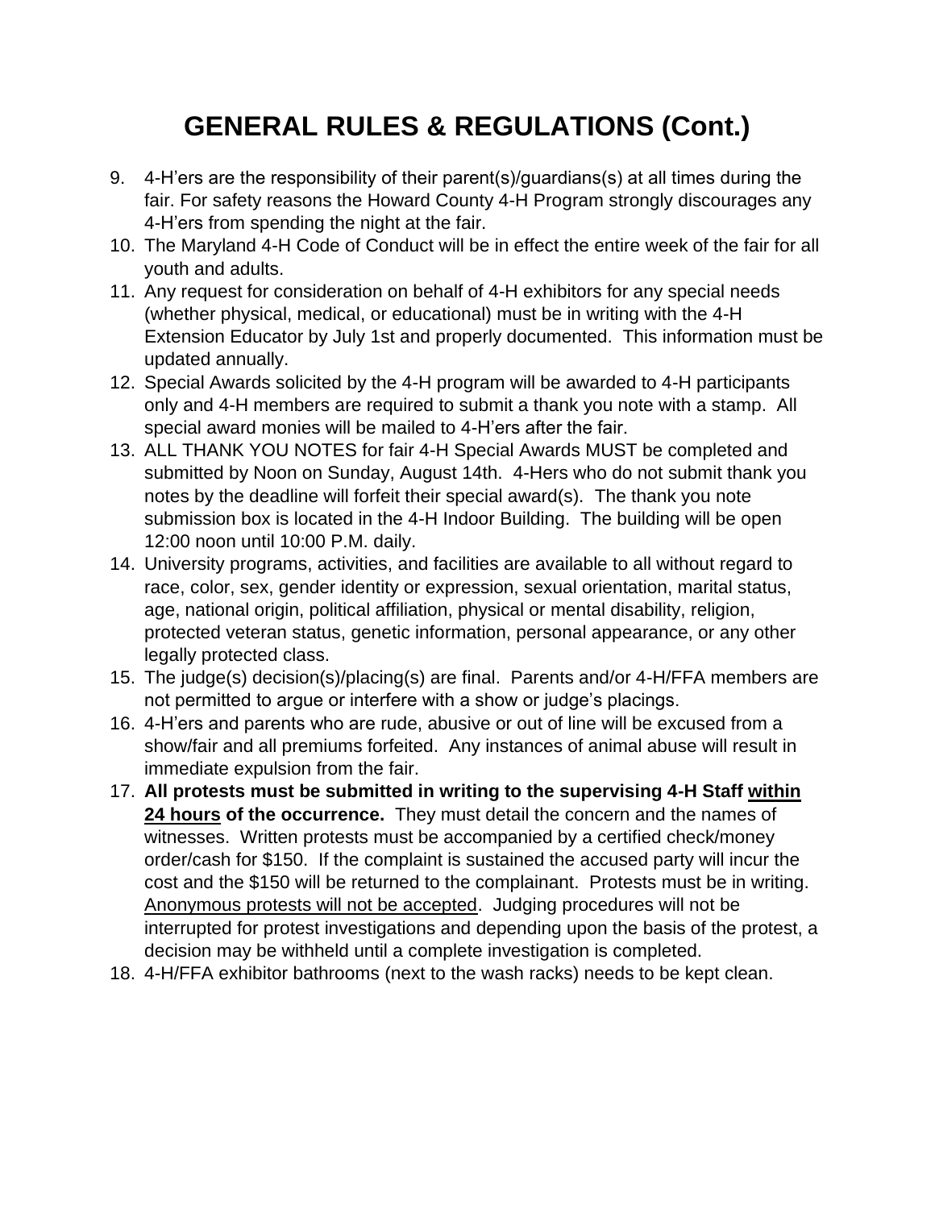# GENERAL RULES & REGULATIONS (Cont.)

9. 4-H'ers are the responsibility of their parent(s)/guardians(s) at all times during the fair. For safety reasons the Howard County 4-H Program strongly discourages any 4-H'ers from spending the night at the fair.
10. The Maryland 4-H Code of Conduct will be in effect the entire week of the fair for all youth and adults.
11. Any request for consideration on behalf of 4-H exhibitors for any special needs (whether physical, medical, or educational) must be in writing with the 4-H Extension Educator by July 1st and properly documented. This information must be updated annually.
12. Special Awards solicited by the 4-H program will be awarded to 4-H participants only and 4-H members are required to submit a thank you note with a stamp. All special award monies will be mailed to 4-H'ers after the fair.
13. ALL THANK YOU NOTES for fair 4-H Special Awards MUST be completed and submitted by Noon on Sunday, August 14th. 4-Hers who do not submit thank you notes by the deadline will forfeit their special award(s). The thank you note submission box is located in the 4-H Indoor Building. The building will be open 12:00 noon until 10:00 P.M. daily.
14. University programs, activities, and facilities are available to all without regard to race, color, sex, gender identity or expression, sexual orientation, marital status, age, national origin, political affiliation, physical or mental disability, religion, protected veteran status, genetic information, personal appearance, or any other legally protected class.
15. The judge(s) decision(s)/placing(s) are final. Parents and/or 4-H/FFA members are not permitted to argue or interfere with a show or judge's placings.
16. 4-H'ers and parents who are rude, abusive or out of line will be excused from a show/fair and all premiums forfeited. Any instances of animal abuse will result in immediate expulsion from the fair.
17. **All protests must be submitted in writing to the supervising 4-H Staff <u>within 24 hours</u> of the occurrence.** They must detail the concern and the names of witnesses. Written protests must be accompanied by a certified check/money order/cash for $150. If the complaint is sustained the accused party will incur the cost and the $150 will be returned to the complainant. Protests must be in writing. <u>Anonymous protests will not be accepted</u>. Judging procedures will not be interrupted for protest investigations and depending upon the basis of the protest, a decision may be withheld until a complete investigation is completed.
18. 4-H/FFA exhibitor bathrooms (next to the wash racks) needs to be kept clean.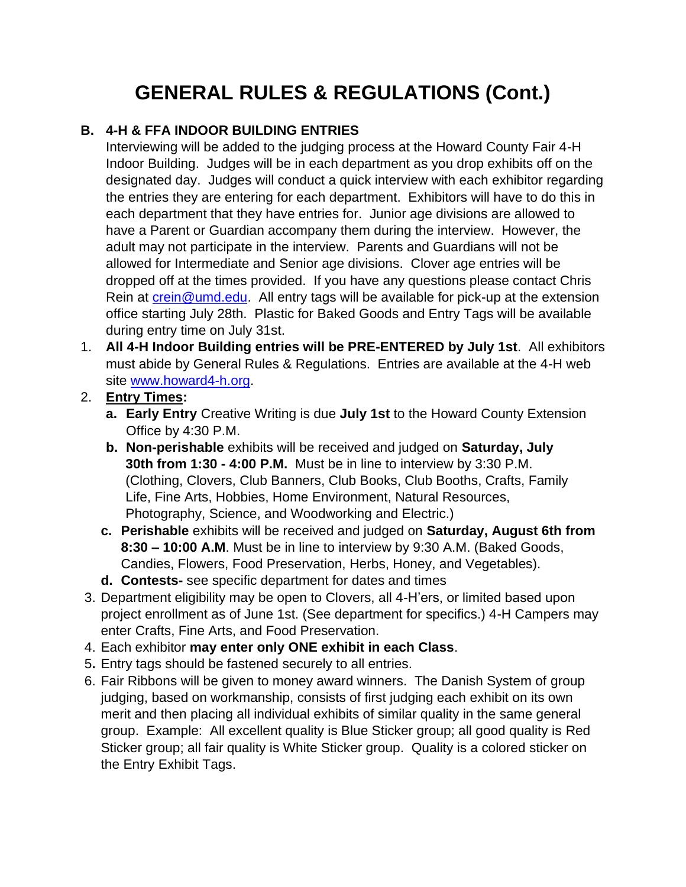# GENERAL RULES & REGULATIONS (Cont.)

**B. 4-H & FFA INDOOR BUILDING ENTRIES**

Interviewing will be added to the judging process at the Howard County Fair 4-H Indoor Building. Judges will be in each department as you drop exhibits off on the designated day. Judges will conduct a quick interview with each exhibitor regarding the entries they are entering for each department. Exhibitors will have to do this in each department that they have entries for. Junior age divisions are allowed to have a Parent or Guardian accompany them during the interview. However, the adult may not participate in the interview. Parents and Guardians will not be allowed for Intermediate and Senior age divisions. Clover age entries will be dropped off at the times provided. If you have any questions please contact Chris Rein at crein@umd.edu. All entry tags will be available for pick-up at the extension office starting July 28th. Plastic for Baked Goods and Entry Tags will be available during entry time on July 31st.

1. **All 4-H Indoor Building entries will be PRE-ENTERED by July 1st**. All exhibitors must abide by General Rules & Regulations. Entries are available at the 4-H web site www.howard4-h.org.
2. **Entry Times:**
   - **a. Early Entry** Creative Writing is due **July 1st** to the Howard County Extension Office by 4:30 P.M.
   - **b. Non-perishable** exhibits will be received and judged on **Saturday, July 30th from 1:30 - 4:00 P.M.** Must be in line to interview by 3:30 P.M. (Clothing, Clovers, Club Banners, Club Books, Club Booths, Crafts, Family Life, Fine Arts, Hobbies, Home Environment, Natural Resources, Photography, Science, and Woodworking and Electric.)
   - **c. Perishable** exhibits will be received and judged on **Saturday, August 6th from 8:30 – 10:00 A.M**. Must be in line to interview by 9:30 A.M. (Baked Goods, Candies, Flowers, Food Preservation, Herbs, Honey, and Vegetables).
   - **d. Contests-** see specific department for dates and times
3. Department eligibility may be open to Clovers, all 4-H'ers, or limited based upon project enrollment as of June 1st. (See department for specifics.) 4-H Campers may enter Crafts, Fine Arts, and Food Preservation.
4. Each exhibitor **may enter only ONE exhibit in each Class**.
5. Entry tags should be fastened securely to all entries.
6. Fair Ribbons will be given to money award winners. The Danish System of group judging, based on workmanship, consists of first judging each exhibit on its own merit and then placing all individual exhibits of similar quality in the same general group. Example: All excellent quality is Blue Sticker group; all good quality is Red Sticker group; all fair quality is White Sticker group. Quality is a colored sticker on the Entry Exhibit Tags.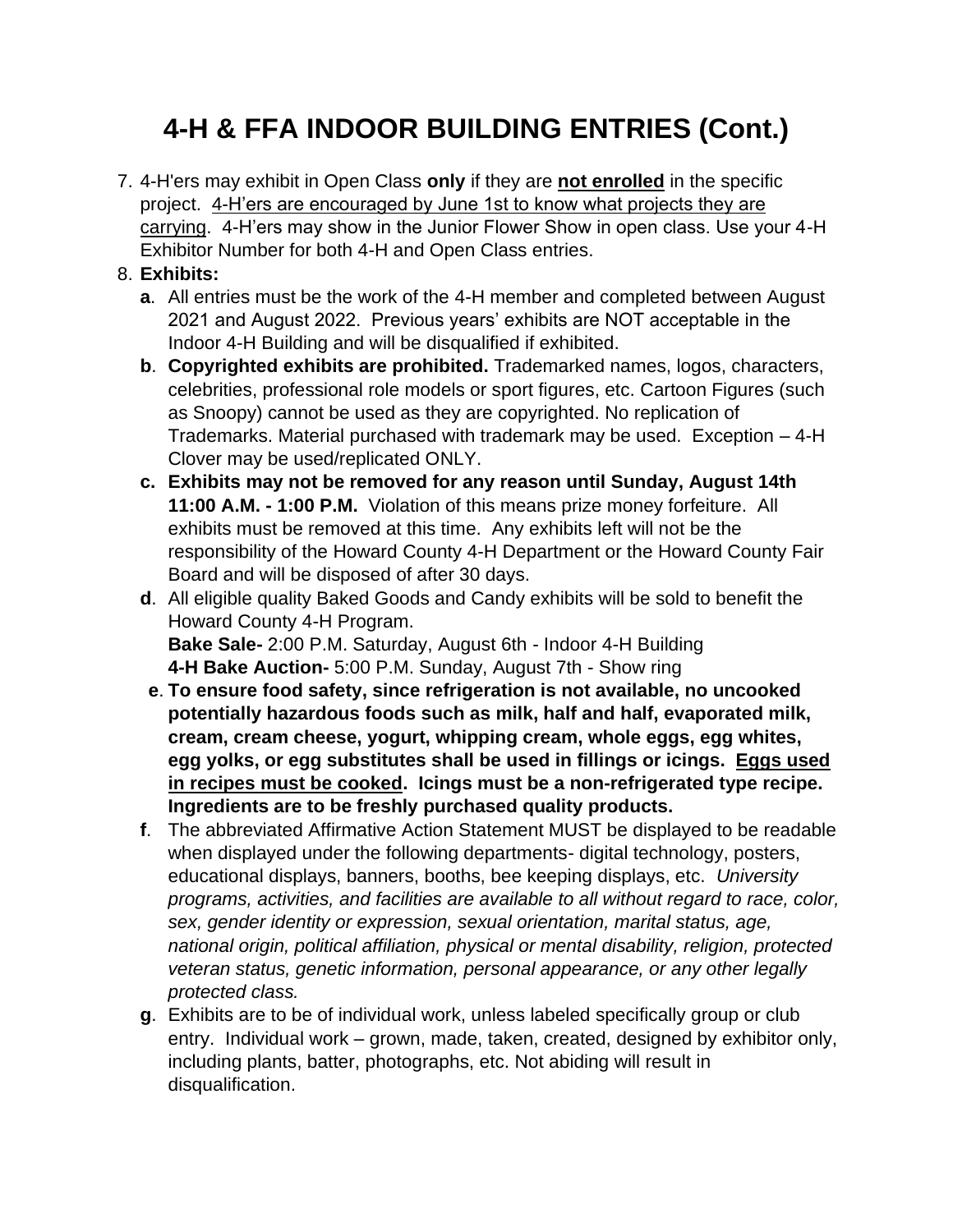# 4-H & FFA INDOOR BUILDING ENTRIES (Cont.)

7. 4-H'ers may exhibit in Open Class **only** if they are **<u>not enrolled</u>** in the specific project. <u>4-H'ers are encouraged by June 1st to know what projects they are carrying</u>. 4-H'ers may show in the Junior Flower Show in open class. Use your 4-H Exhibitor Number for both 4-H and Open Class entries.
8. **Exhibits:**
   - **a**. All entries must be the work of the 4-H member and completed between August 2021 and August 2022. Previous years' exhibits are NOT acceptable in the Indoor 4-H Building and will be disqualified if exhibited.
   - **b**. **Copyrighted exhibits are prohibited.** Trademarked names, logos, characters, celebrities, professional role models or sport figures, etc. Cartoon Figures (such as Snoopy) cannot be used as they are copyrighted. No replication of Trademarks. Material purchased with trademark may be used. Exception – 4-H Clover may be used/replicated ONLY.
   - **c. Exhibits may not be removed for any reason until Sunday, August 14th 11:00 A.M. - 1:00 P.M.** Violation of this means prize money forfeiture. All exhibits must be removed at this time. Any exhibits left will not be the responsibility of the Howard County 4-H Department or the Howard County Fair Board and will be disposed of after 30 days.
   - **d**. All eligible quality Baked Goods and Candy exhibits will be sold to benefit the Howard County 4-H Program.
     **Bake Sale-** 2:00 P.M. Saturday, August 6th - Indoor 4-H Building
     **4-H Bake Auction-** 5:00 P.M. Sunday, August 7th - Show ring
   - **e**. **To ensure food safety, since refrigeration is not available, no uncooked potentially hazardous foods such as milk, half and half, evaporated milk, cream, cream cheese, yogurt, whipping cream, whole eggs, egg whites, egg yolks, or egg substitutes shall be used in fillings or icings. <u>Eggs used in recipes must be cooked</u>. Icings must be a non-refrigerated type recipe. Ingredients are to be freshly purchased quality products.**
   - **f**. The abbreviated Affirmative Action Statement MUST be displayed to be readable when displayed under the following departments- digital technology, posters, educational displays, banners, booths, bee keeping displays, etc. *University programs, activities, and facilities are available to all without regard to race, color, sex, gender identity or expression, sexual orientation, marital status, age, national origin, political affiliation, physical or mental disability, religion, protected veteran status, genetic information, personal appearance, or any other legally protected class.*
   - **g**. Exhibits are to be of individual work, unless labeled specifically group or club entry. Individual work – grown, made, taken, created, designed by exhibitor only, including plants, batter, photographs, etc. Not abiding will result in disqualification.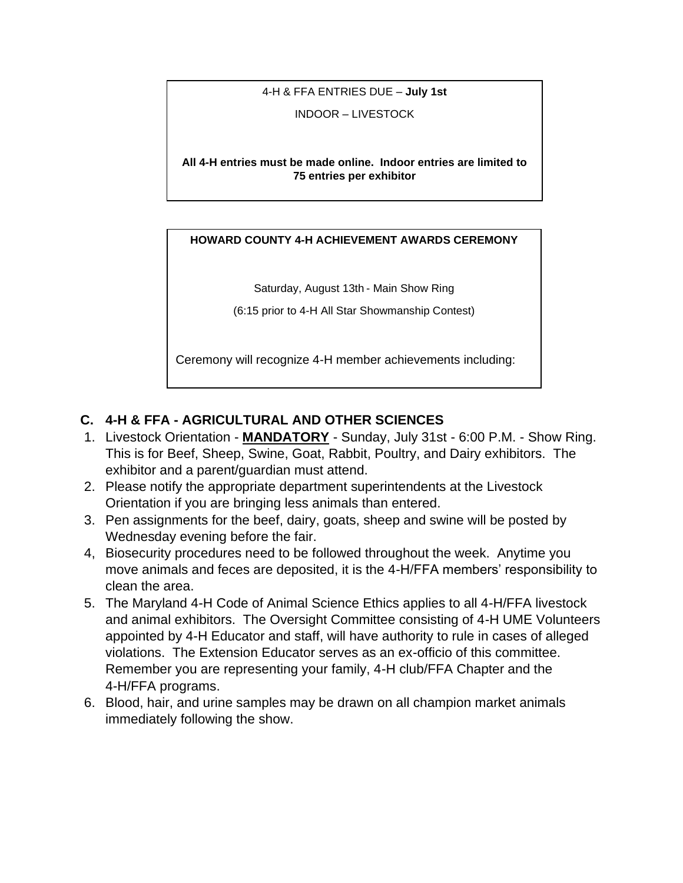4-H & FFA ENTRIES DUE – **July 1st**

INDOOR – LIVESTOCK

**All 4-H entries must be made online. Indoor entries are limited to 75 entries per exhibitor**

**HOWARD COUNTY 4-H ACHIEVEMENT AWARDS CEREMONY**

Saturday, August 13th - Main Show Ring

(6:15 prior to 4-H All Star Showmanship Contest)

Ceremony will recognize 4-H member achievements including:

## C. 4-H & FFA - AGRICULTURAL AND OTHER SCIENCES

1. Livestock Orientation - **MANDATORY** - Sunday, July 31st - 6:00 P.M. - Show Ring. This is for Beef, Sheep, Swine, Goat, Rabbit, Poultry, and Dairy exhibitors. The exhibitor and a parent/guardian must attend.
2. Please notify the appropriate department superintendents at the Livestock Orientation if you are bringing less animals than entered.
3. Pen assignments for the beef, dairy, goats, sheep and swine will be posted by Wednesday evening before the fair.
4. Biosecurity procedures need to be followed throughout the week. Anytime you move animals and feces are deposited, it is the 4-H/FFA members' responsibility to clean the area.
5. The Maryland 4-H Code of Animal Science Ethics applies to all 4-H/FFA livestock and animal exhibitors. The Oversight Committee consisting of 4-H UME Volunteers appointed by 4-H Educator and staff, will have authority to rule in cases of alleged violations. The Extension Educator serves as an ex-officio of this committee. Remember you are representing your family, 4-H club/FFA Chapter and the 4-H/FFA programs.
6. Blood, hair, and urine samples may be drawn on all champion market animals immediately following the show.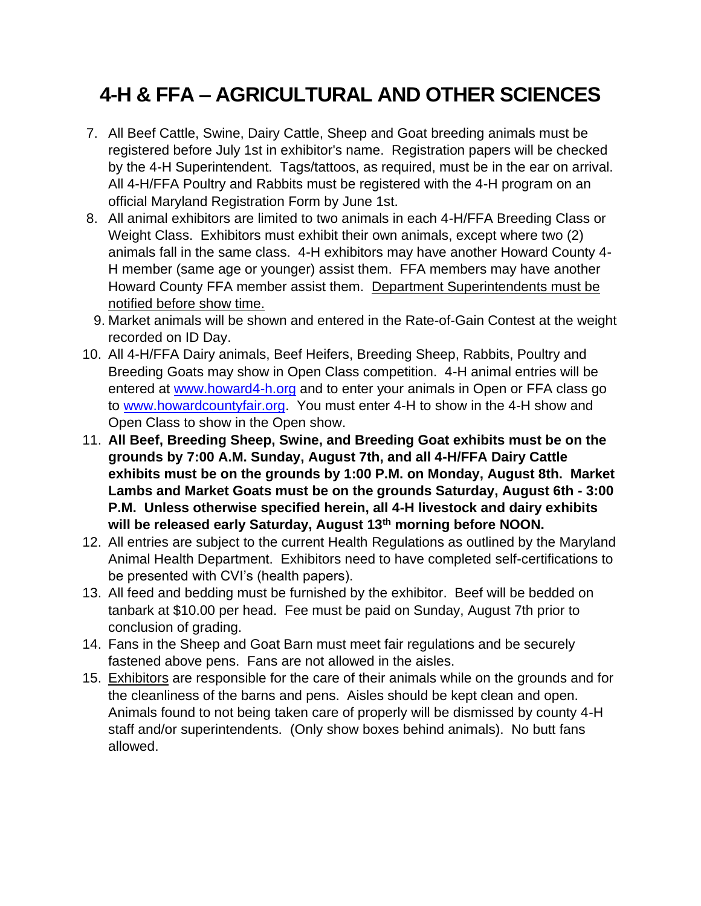# 4-H & FFA – AGRICULTURAL AND OTHER SCIENCES

7. All Beef Cattle, Swine, Dairy Cattle, Sheep and Goat breeding animals must be registered before July 1st in exhibitor's name. Registration papers will be checked by the 4-H Superintendent. Tags/tattoos, as required, must be in the ear on arrival. All 4-H/FFA Poultry and Rabbits must be registered with the 4-H program on an official Maryland Registration Form by June 1st.
8. All animal exhibitors are limited to two animals in each 4-H/FFA Breeding Class or Weight Class. Exhibitors must exhibit their own animals, except where two (2) animals fall in the same class. 4-H exhibitors may have another Howard County 4-H member (same age or younger) assist them. FFA members may have another Howard County FFA member assist them. <u>Department Superintendents must be notified before show time.</u>
9. Market animals will be shown and entered in the Rate-of-Gain Contest at the weight recorded on ID Day.
10. All 4-H/FFA Dairy animals, Beef Heifers, Breeding Sheep, Rabbits, Poultry and Breeding Goats may show in Open Class competition. 4-H animal entries will be entered at [www.howard4-h.org](http://www.howard4-h.org) and to enter your animals in Open or FFA class go to [www.howardcountyfair.org](http://www.howardcountyfair.org). You must enter 4-H to show in the 4-H show and Open Class to show in the Open show.
11. **All Beef, Breeding Sheep, Swine, and Breeding Goat exhibits must be on the grounds by 7:00 A.M. Sunday, August 7th, and all 4-H/FFA Dairy Cattle exhibits must be on the grounds by 1:00 P.M. on Monday, August 8th. Market Lambs and Market Goats must be on the grounds Saturday, August 6th - 3:00 P.M. Unless otherwise specified herein, all 4-H livestock and dairy exhibits will be released early Saturday, August 13th morning before NOON.**
12. All entries are subject to the current Health Regulations as outlined by the Maryland Animal Health Department. Exhibitors need to have completed self-certifications to be presented with CVI's (health papers).
13. All feed and bedding must be furnished by the exhibitor. Beef will be bedded on tanbark at $10.00 per head. Fee must be paid on Sunday, August 7th prior to conclusion of grading.
14. Fans in the Sheep and Goat Barn must meet fair regulations and be securely fastened above pens. Fans are not allowed in the aisles.
15. <u>Exhibitors</u> are responsible for the care of their animals while on the grounds and for the cleanliness of the barns and pens. Aisles should be kept clean and open. Animals found to not being taken care of properly will be dismissed by county 4-H staff and/or superintendents. (Only show boxes behind animals). No butt fans allowed.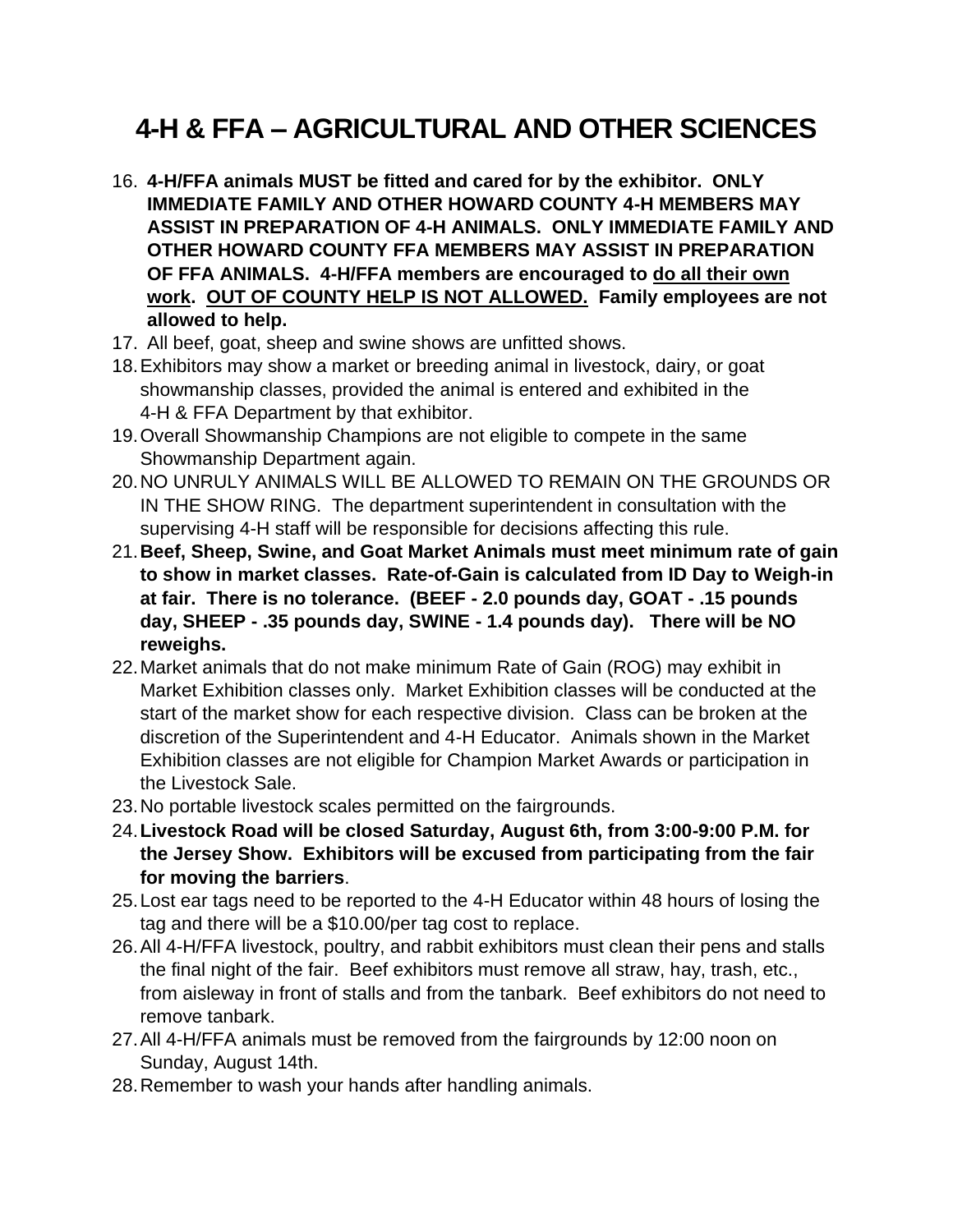# 4-H & FFA – AGRICULTURAL AND OTHER SCIENCES

16. **4-H/FFA animals MUST be fitted and cared for by the exhibitor. ONLY IMMEDIATE FAMILY AND OTHER HOWARD COUNTY 4-H MEMBERS MAY ASSIST IN PREPARATION OF 4-H ANIMALS. ONLY IMMEDIATE FAMILY AND OTHER HOWARD COUNTY FFA MEMBERS MAY ASSIST IN PREPARATION OF FFA ANIMALS. 4-H/FFA members are encouraged to <u>do all their own work</u>. <u>OUT OF COUNTY HELP IS NOT ALLOWED.</u> Family employees are not allowed to help.**
17. All beef, goat, sheep and swine shows are unfitted shows.
18. Exhibitors may show a market or breeding animal in livestock, dairy, or goat showmanship classes, provided the animal is entered and exhibited in the 4-H & FFA Department by that exhibitor.
19. Overall Showmanship Champions are not eligible to compete in the same Showmanship Department again.
20. NO UNRULY ANIMALS WILL BE ALLOWED TO REMAIN ON THE GROUNDS OR IN THE SHOW RING. The department superintendent in consultation with the supervising 4-H staff will be responsible for decisions affecting this rule.
21. **Beef, Sheep, Swine, and Goat Market Animals must meet minimum rate of gain to show in market classes. Rate-of-Gain is calculated from ID Day to Weigh-in at fair. There is no tolerance. (BEEF - 2.0 pounds day, GOAT - .15 pounds day, SHEEP - .35 pounds day, SWINE - 1.4 pounds day). There will be NO reweighs.**
22. Market animals that do not make minimum Rate of Gain (ROG) may exhibit in Market Exhibition classes only. Market Exhibition classes will be conducted at the start of the market show for each respective division. Class can be broken at the discretion of the Superintendent and 4-H Educator. Animals shown in the Market Exhibition classes are not eligible for Champion Market Awards or participation in the Livestock Sale.
23. No portable livestock scales permitted on the fairgrounds.
24. **Livestock Road will be closed Saturday, August 6th, from 3:00-9:00 P.M. for the Jersey Show. Exhibitors will be excused from participating from the fair for moving the barriers**.
25. Lost ear tags need to be reported to the 4-H Educator within 48 hours of losing the tag and there will be a $10.00/per tag cost to replace.
26. All 4-H/FFA livestock, poultry, and rabbit exhibitors must clean their pens and stalls the final night of the fair. Beef exhibitors must remove all straw, hay, trash, etc., from aisleway in front of stalls and from the tanbark. Beef exhibitors do not need to remove tanbark.
27. All 4-H/FFA animals must be removed from the fairgrounds by 12:00 noon on Sunday, August 14th.
28. Remember to wash your hands after handling animals.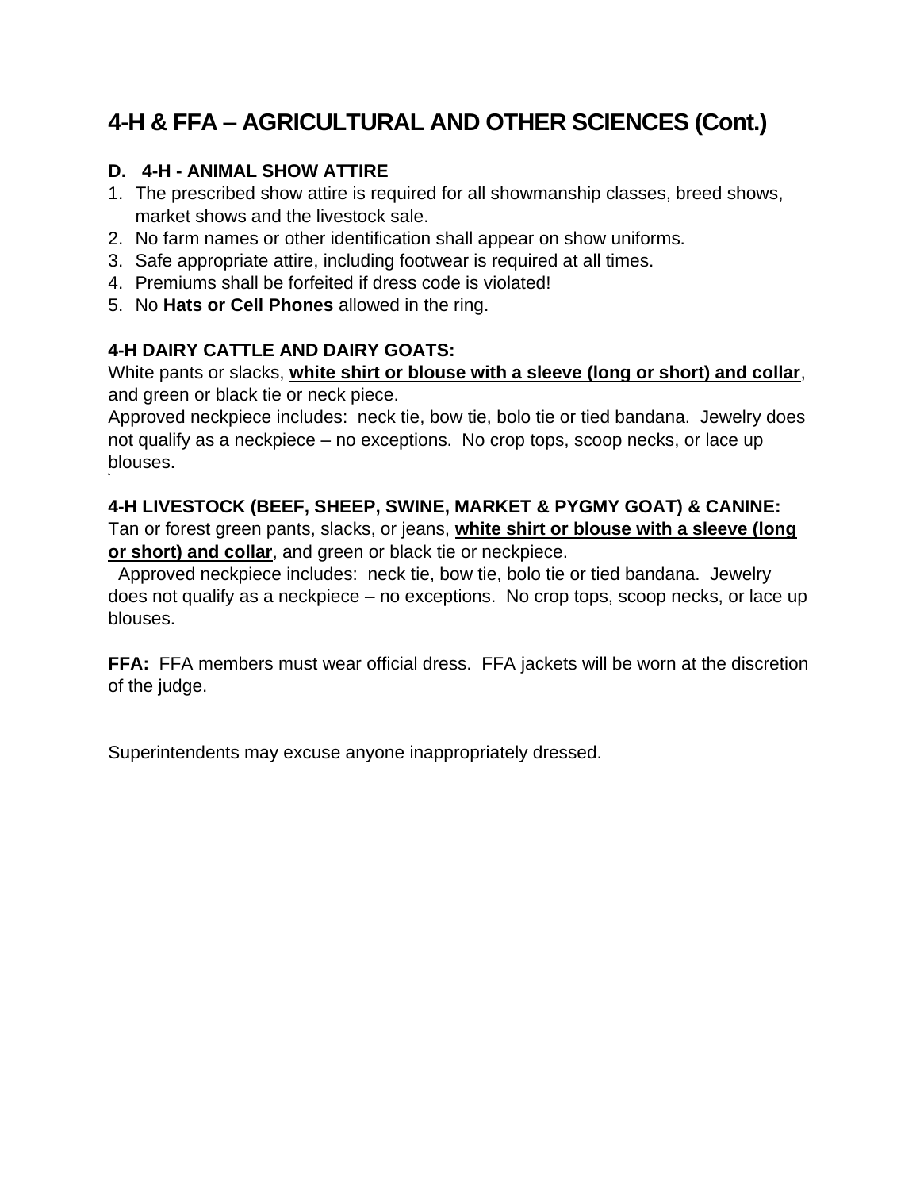# 4-H & FFA – AGRICULTURAL AND OTHER SCIENCES (Cont.)

### D. 4-H - ANIMAL SHOW ATTIRE

1. The prescribed show attire is required for all showmanship classes, breed shows, market shows and the livestock sale.
2. No farm names or other identification shall appear on show uniforms.
3. Safe appropriate attire, including footwear is required at all times.
4. Premiums shall be forfeited if dress code is violated!
5. No **Hats or Cell Phones** allowed in the ring.

**4-H DAIRY CATTLE AND DAIRY GOATS:**
White pants or slacks, **white shirt or blouse with a sleeve (long or short) and collar**, and green or black tie or neck piece.
Approved neckpiece includes: neck tie, bow tie, bolo tie or tied bandana. Jewelry does not qualify as a neckpiece – no exceptions. No crop tops, scoop necks, or lace up blouses.

**4-H LIVESTOCK (BEEF, SHEEP, SWINE, MARKET & PYGMY GOAT) & CANINE:**
Tan or forest green pants, slacks, or jeans, **white shirt or blouse with a sleeve (long or short) and collar**, and green or black tie or neckpiece.
Approved neckpiece includes: neck tie, bow tie, bolo tie or tied bandana. Jewelry does not qualify as a neckpiece – no exceptions. No crop tops, scoop necks, or lace up blouses.

**FFA:** FFA members must wear official dress. FFA jackets will be worn at the discretion of the judge.

Superintendents may excuse anyone inappropriately dressed.